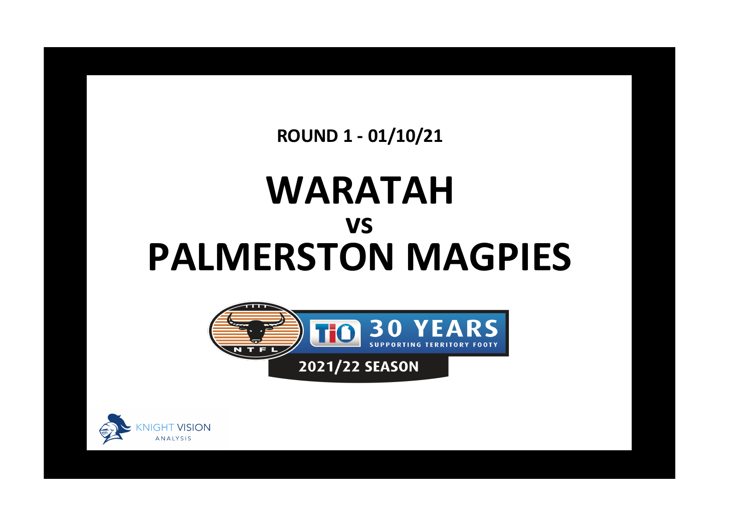ROUND 1 - 01/10/21

# WARATAH
## vs
# PALMERSTON MAGPIES

NTFL

TIO 30 YEARS SUPPORTING TERRITORY FOOTY

2021/22 SEASON

KNIGHT VISION ANALYSIS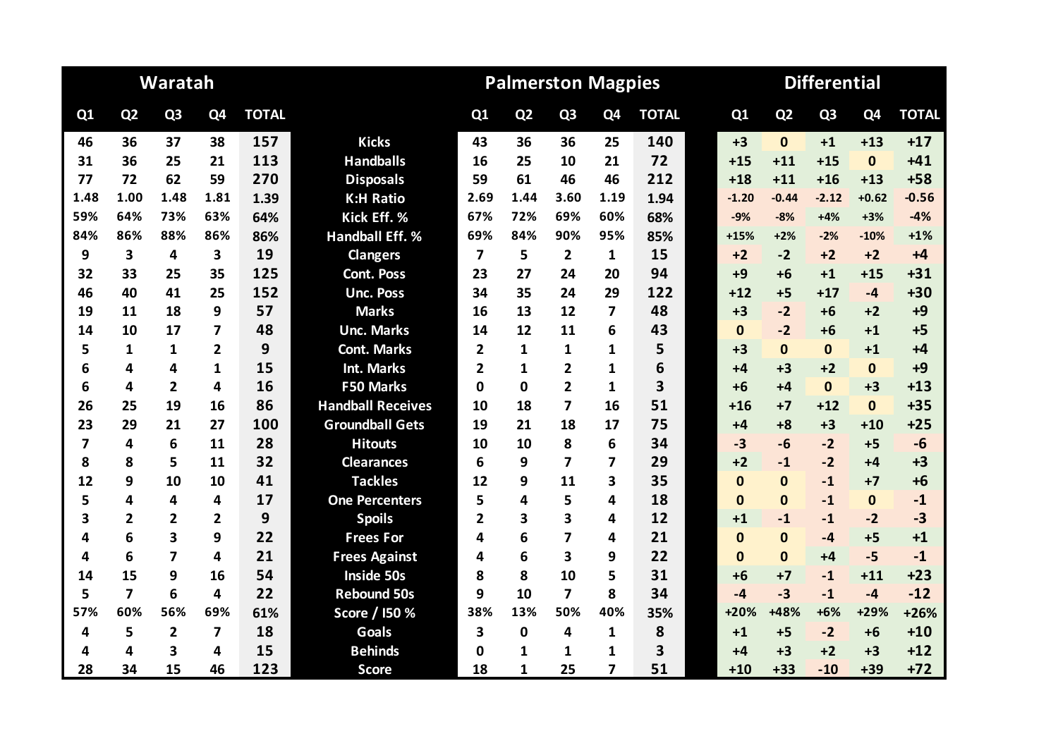| Waratah | | | | | | Palmerston Magpies | | | | | Differential | | | | |
|---|---|---|---|---|---|---|---|---|---|---|---|---|---|---|---|
| Q1 | Q2 | Q3 | Q4 | TOTAL | | Q1 | Q2 | Q3 | Q4 | TOTAL | Q1 | Q2 | Q3 | Q4 | TOTAL |
| 46 | 36 | 37 | 38 | 157 | Kicks | 43 | 36 | 36 | 25 | 140 | +3 | 0 | +1 | +13 | +17 |
| 31 | 36 | 25 | 21 | 113 | Handballs | 16 | 25 | 10 | 21 | 72 | +15 | +11 | +15 | 0 | +41 |
| 77 | 72 | 62 | 59 | 270 | Disposals | 59 | 61 | 46 | 46 | 212 | +18 | +11 | +16 | +13 | +58 |
| 1.48 | 1.00 | 1.48 | 1.81 | 1.39 | K:H Ratio | 2.69 | 1.44 | 3.60 | 1.19 | 1.94 | -1.20 | -0.44 | -2.12 | +0.62 | -0.56 |
| 59% | 64% | 73% | 63% | 64% | Kick Eff. % | 67% | 72% | 69% | 60% | 68% | -9% | -8% | +4% | +3% | -4% |
| 84% | 86% | 88% | 86% | 86% | Handball Eff. % | 69% | 84% | 90% | 95% | 85% | +15% | +2% | -2% | -10% | +1% |
| 9 | 3 | 4 | 3 | 19 | Clangers | 7 | 5 | 2 | 1 | 15 | +2 | -2 | +2 | +2 | +4 |
| 32 | 33 | 25 | 35 | 125 | Cont. Poss | 23 | 27 | 24 | 20 | 94 | +9 | +6 | +1 | +15 | +31 |
| 46 | 40 | 41 | 25 | 152 | Unc. Poss | 34 | 35 | 24 | 29 | 122 | +12 | +5 | +17 | -4 | +30 |
| 19 | 11 | 18 | 9 | 57 | Marks | 16 | 13 | 12 | 7 | 48 | +3 | -2 | +6 | +2 | +9 |
| 14 | 10 | 17 | 7 | 48 | Unc. Marks | 14 | 12 | 11 | 6 | 43 | 0 | -2 | +6 | +1 | +5 |
| 5 | 1 | 1 | 2 | 9 | Cont. Marks | 2 | 1 | 1 | 1 | 5 | +3 | 0 | 0 | +1 | +4 |
| 6 | 4 | 4 | 1 | 15 | Int. Marks | 2 | 1 | 2 | 1 | 6 | +4 | +3 | +2 | 0 | +9 |
| 6 | 4 | 2 | 4 | 16 | F50 Marks | 0 | 0 | 2 | 1 | 3 | +6 | +4 | 0 | +3 | +13 |
| 26 | 25 | 19 | 16 | 86 | Handball Receives | 10 | 18 | 7 | 16 | 51 | +16 | +7 | +12 | 0 | +35 |
| 23 | 29 | 21 | 27 | 100 | Groundball Gets | 19 | 21 | 18 | 17 | 75 | +4 | +8 | +3 | +10 | +25 |
| 7 | 4 | 6 | 11 | 28 | Hitouts | 10 | 10 | 8 | 6 | 34 | -3 | -6 | -2 | +5 | -6 |
| 8 | 8 | 5 | 11 | 32 | Clearances | 6 | 9 | 7 | 7 | 29 | +2 | -1 | -2 | +4 | +3 |
| 12 | 9 | 10 | 10 | 41 | Tackles | 12 | 9 | 11 | 3 | 35 | 0 | 0 | -1 | +7 | +6 |
| 5 | 4 | 4 | 4 | 17 | One Percenters | 5 | 4 | 5 | 4 | 18 | 0 | 0 | -1 | 0 | -1 |
| 3 | 2 | 2 | 2 | 9 | Spoils | 2 | 3 | 3 | 4 | 12 | +1 | -1 | -1 | -2 | -3 |
| 4 | 6 | 3 | 9 | 22 | Frees For | 4 | 6 | 7 | 4 | 21 | 0 | 0 | -4 | +5 | +1 |
| 4 | 6 | 7 | 4 | 21 | Frees Against | 4 | 6 | 3 | 9 | 22 | 0 | 0 | +4 | -5 | -1 |
| 14 | 15 | 9 | 16 | 54 | Inside 50s | 8 | 8 | 10 | 5 | 31 | +6 | +7 | -1 | +11 | +23 |
| 5 | 7 | 6 | 4 | 22 | Rebound 50s | 9 | 10 | 7 | 8 | 34 | -4 | -3 | -1 | -4 | -12 |
| 57% | 60% | 56% | 69% | 61% | Score / I50 % | 38% | 13% | 50% | 40% | 35% | +20% | +48% | +6% | +29% | +26% |
| 4 | 5 | 2 | 7 | 18 | Goals | 3 | 0 | 4 | 1 | 8 | +1 | +5 | -2 | +6 | +10 |
| 4 | 4 | 3 | 4 | 15 | Behinds | 0 | 1 | 1 | 1 | 3 | +4 | +3 | +2 | +3 | +12 |
| 28 | 34 | 15 | 46 | 123 | Score | 18 | 1 | 25 | 7 | 51 | +10 | +33 | -10 | +39 | +72 |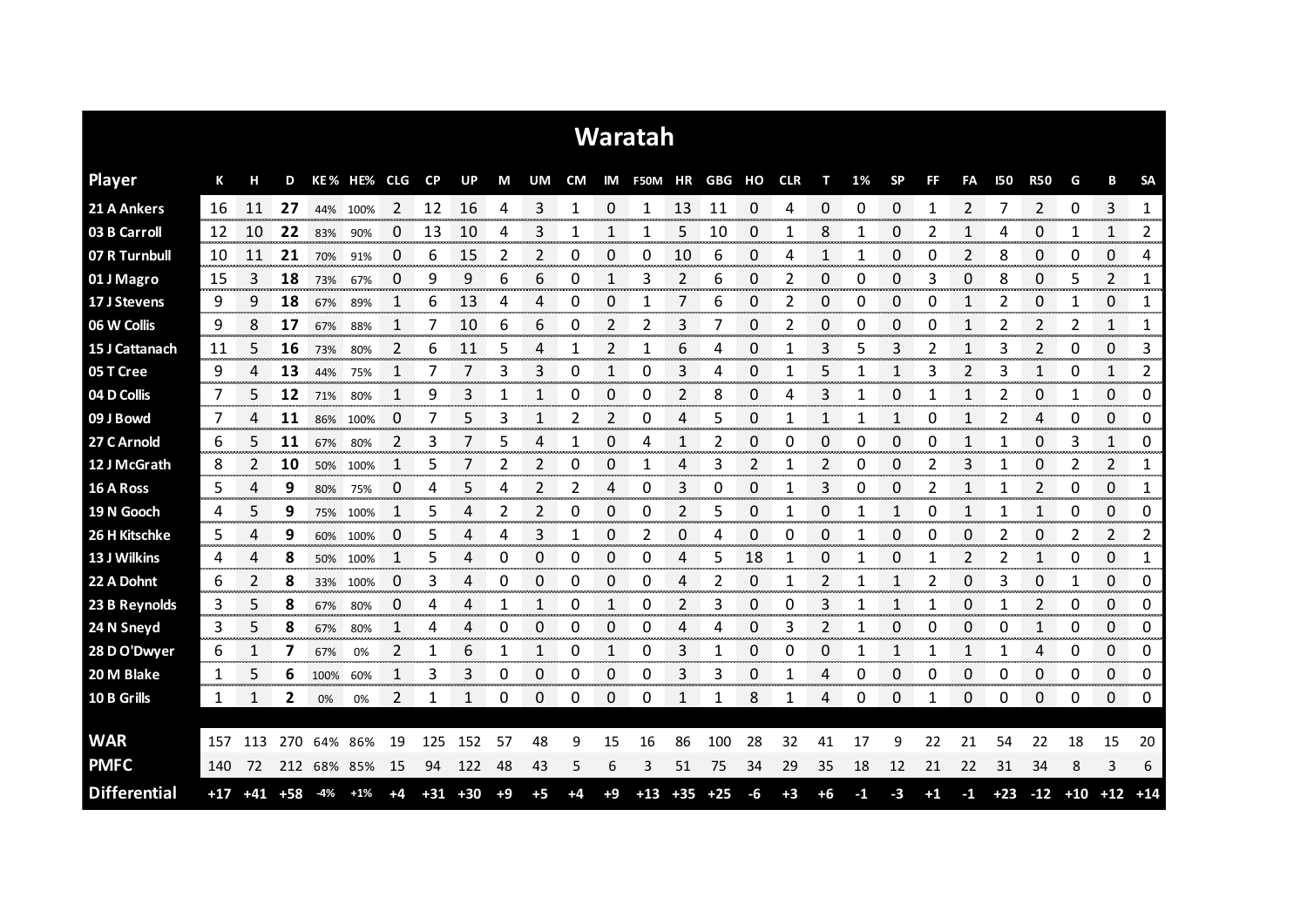# Waratah

| Player | K | H | D | KE% | HE% | CLG | CP | UP | M | UM | CM | IM | F50M | HR | GBG | HO | CLR | T | 1% | SP | FF | FA | I50 | R50 | G | B | SA |
|---|---|---|---|---|---|---|---|---|---|---|---|---|---|---|---|---|---|---|---|---|---|---|---|---|---|---|---|
| 21 A Ankers | 16 | 11 | **27** | 44% | 100% | 2 | 12 | 16 | 4 | 3 | 1 | 0 | 1 | 13 | 11 | 0 | 4 | 0 | 0 | 0 | 1 | 2 | 7 | 2 | 0 | 3 | 1 |
| 03 B Carroll | 12 | 10 | **22** | 83% | 90% | 0 | 13 | 10 | 4 | 3 | 1 | 1 | 1 | 5 | 10 | 0 | 1 | 8 | 1 | 0 | 2 | 1 | 4 | 0 | 1 | 1 | 2 |
| 07 R Turnbull | 10 | 11 | **21** | 70% | 91% | 0 | 6 | 15 | 2 | 2 | 0 | 0 | 0 | 10 | 6 | 0 | 4 | 1 | 1 | 0 | 0 | 2 | 8 | 0 | 0 | 0 | 4 |
| 01 J Magro | 15 | 3 | **18** | 73% | 67% | 0 | 9 | 9 | 6 | 6 | 0 | 1 | 3 | 2 | 6 | 0 | 2 | 0 | 0 | 0 | 3 | 0 | 8 | 0 | 5 | 2 | 1 |
| 17 J Stevens | 9 | 9 | **18** | 67% | 89% | 1 | 6 | 13 | 4 | 4 | 0 | 0 | 1 | 7 | 6 | 0 | 2 | 0 | 0 | 0 | 0 | 1 | 2 | 0 | 1 | 0 | 1 |
| 06 W Collis | 9 | 8 | **17** | 67% | 88% | 1 | 7 | 10 | 6 | 6 | 0 | 2 | 2 | 3 | 7 | 0 | 2 | 0 | 0 | 0 | 0 | 1 | 2 | 2 | 2 | 1 | 1 |
| 15 J Cattanach | 11 | 5 | **16** | 73% | 80% | 2 | 6 | 11 | 5 | 4 | 1 | 2 | 1 | 6 | 4 | 0 | 1 | 3 | 5 | 3 | 2 | 1 | 3 | 2 | 0 | 0 | 3 |
| 05 T Cree | 9 | 4 | **13** | 44% | 75% | 1 | 7 | 7 | 3 | 3 | 0 | 1 | 0 | 3 | 4 | 0 | 1 | 5 | 1 | 1 | 3 | 2 | 3 | 1 | 0 | 1 | 2 |
| 04 D Collis | 7 | 5 | **12** | 71% | 80% | 1 | 9 | 3 | 1 | 1 | 0 | 0 | 0 | 2 | 8 | 0 | 4 | 3 | 1 | 0 | 1 | 1 | 2 | 0 | 1 | 0 | 0 |
| 09 J Bowd | 7 | 4 | **11** | 86% | 100% | 0 | 7 | 5 | 3 | 1 | 2 | 2 | 0 | 4 | 5 | 0 | 1 | 1 | 1 | 1 | 0 | 1 | 2 | 4 | 0 | 0 | 0 |
| 27 C Arnold | 6 | 5 | **11** | 67% | 80% | 2 | 3 | 7 | 5 | 4 | 1 | 0 | 4 | 1 | 2 | 0 | 0 | 0 | 0 | 0 | 0 | 1 | 1 | 0 | 3 | 1 | 0 |
| 12 J McGrath | 8 | 2 | **10** | 50% | 100% | 1 | 5 | 7 | 2 | 2 | 0 | 0 | 1 | 4 | 3 | 2 | 1 | 2 | 0 | 0 | 2 | 3 | 1 | 0 | 2 | 2 | 1 |
| 16 A Ross | 5 | 4 | **9** | 80% | 75% | 0 | 4 | 5 | 4 | 2 | 2 | 4 | 0 | 3 | 0 | 0 | 1 | 3 | 0 | 0 | 2 | 1 | 1 | 2 | 0 | 0 | 1 |
| 19 N Gooch | 4 | 5 | **9** | 75% | 100% | 1 | 5 | 4 | 2 | 2 | 0 | 0 | 0 | 2 | 5 | 0 | 1 | 0 | 1 | 1 | 0 | 1 | 1 | 1 | 0 | 0 | 0 |
| 26 H Kitschke | 5 | 4 | **9** | 60% | 100% | 0 | 5 | 4 | 4 | 3 | 1 | 0 | 2 | 0 | 4 | 0 | 0 | 0 | 1 | 0 | 0 | 0 | 2 | 0 | 2 | 2 | 2 |
| 13 J Wilkins | 4 | 4 | **8** | 50% | 100% | 1 | 5 | 4 | 0 | 0 | 0 | 0 | 0 | 4 | 5 | 18 | 1 | 0 | 1 | 0 | 1 | 2 | 2 | 1 | 0 | 0 | 1 |
| 22 A Dohnt | 6 | 2 | **8** | 33% | 100% | 0 | 3 | 4 | 0 | 0 | 0 | 0 | 0 | 4 | 2 | 0 | 1 | 2 | 1 | 1 | 2 | 0 | 3 | 0 | 1 | 0 | 0 |
| 23 B Reynolds | 3 | 5 | **8** | 67% | 80% | 0 | 4 | 4 | 1 | 1 | 0 | 1 | 0 | 2 | 3 | 0 | 0 | 3 | 1 | 1 | 1 | 0 | 1 | 2 | 0 | 0 | 0 |
| 24 N Sneyd | 3 | 5 | **8** | 67% | 80% | 1 | 4 | 4 | 0 | 0 | 0 | 0 | 0 | 4 | 4 | 0 | 3 | 2 | 1 | 0 | 0 | 0 | 0 | 1 | 0 | 0 | 0 |
| 28 D O'Dwyer | 6 | 1 | **7** | 67% | 0% | 2 | 1 | 6 | 1 | 1 | 0 | 1 | 0 | 3 | 1 | 0 | 0 | 0 | 1 | 1 | 1 | 1 | 1 | 4 | 0 | 0 | 0 |
| 20 M Blake | 1 | 5 | **6** | 100% | 60% | 1 | 3 | 3 | 0 | 0 | 0 | 0 | 0 | 3 | 3 | 0 | 1 | 4 | 0 | 0 | 0 | 0 | 0 | 0 | 0 | 0 | 0 |
| 10 B Grills | 1 | 1 | **2** | 0% | 0% | 2 | 1 | 1 | 0 | 0 | 0 | 0 | 0 | 1 | 1 | 8 | 1 | 4 | 0 | 0 | 1 | 0 | 0 | 0 | 0 | 0 | 0 |
| **WAR** | 157 | 113 | 270 | 64% | 86% | 19 | 125 | 152 | 57 | 48 | 9 | 15 | 16 | 86 | 100 | 28 | 32 | 41 | 17 | 9 | 22 | 21 | 54 | 22 | 18 | 15 | 20 |
| **PMFC** | 140 | 72 | 212 | 68% | 85% | 15 | 94 | 122 | 48 | 43 | 5 | 6 | 3 | 51 | 75 | 34 | 29 | 35 | 18 | 12 | 21 | 22 | 31 | 34 | 8 | 3 | 6 |
| **Differential** | +17 | +41 | +58 | -4% | +1% | +4 | +31 | +30 | +9 | +5 | +4 | +9 | +13 | +35 | +25 | -6 | +3 | +6 | -1 | -3 | +1 | -1 | +23 | -12 | +10 | +12 | +14 |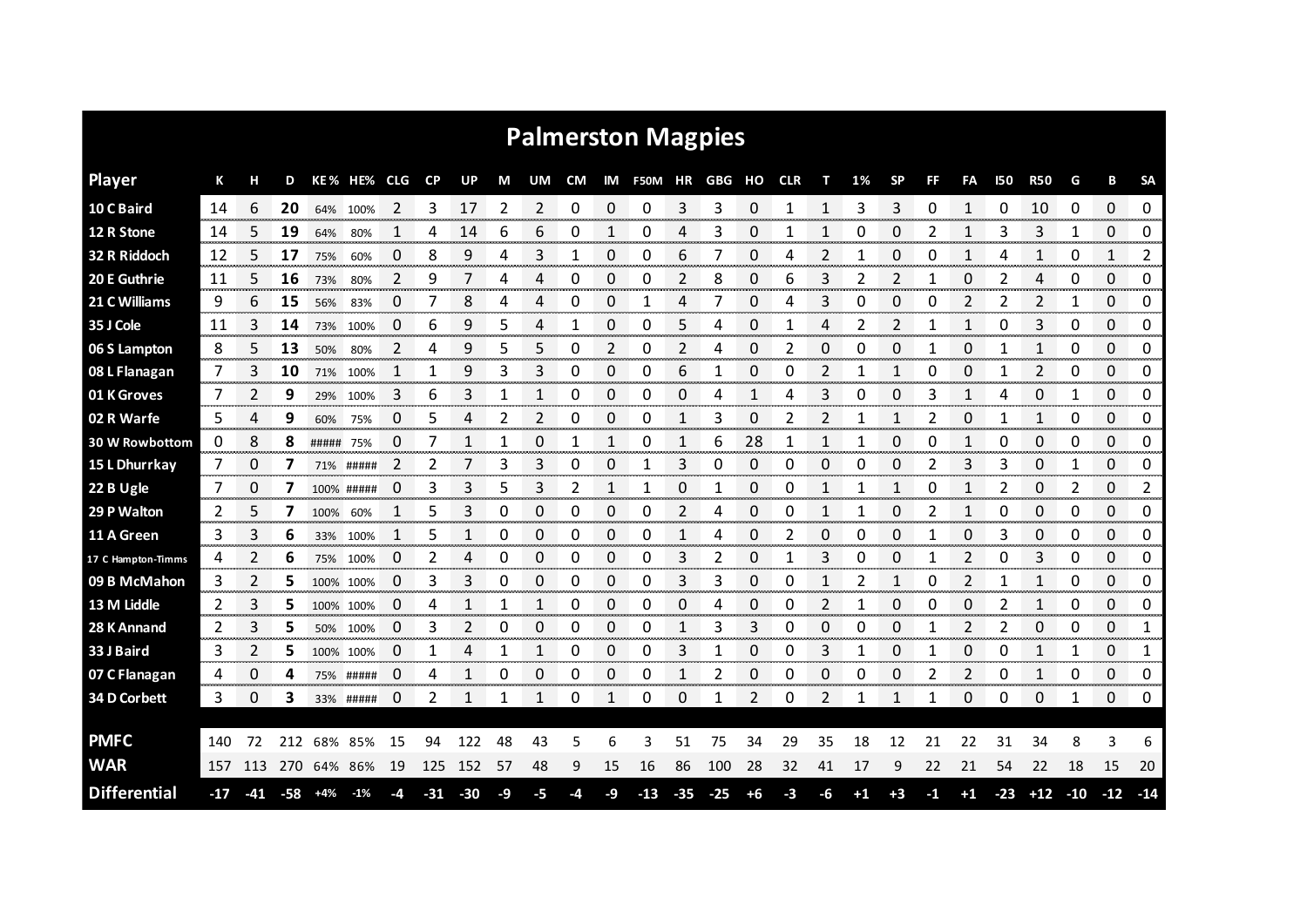# Palmerston Magpies

| Player | K | H | D | KE% | HE% | CLG | CP | UP | M | UM | CM | IM | F50M | HR | GBG | HO | CLR | T | 1% | SP | FF | FA | I50 | R50 | G | B | SA |
|---|---|---|---|---|---|---|---|---|---|---|---|---|---|---|---|---|---|---|---|---|---|---|---|---|---|---|---|
| 10 C Baird | 14 | 6 | **20** | 64% | 100% | 2 | 3 | 17 | 2 | 2 | 0 | 0 | 0 | 3 | 3 | 0 | 1 | 1 | 3 | 3 | 0 | 1 | 0 | 10 | 0 | 0 | 0 |
| 12 R Stone | 14 | 5 | **19** | 64% | 80% | 1 | 4 | 14 | 6 | 6 | 0 | 1 | 0 | 4 | 3 | 0 | 1 | 1 | 0 | 0 | 2 | 1 | 3 | 3 | 1 | 0 | 0 |
| 32 R Riddoch | 12 | 5 | **17** | 75% | 60% | 0 | 8 | 9 | 4 | 3 | 1 | 0 | 0 | 6 | 7 | 0 | 4 | 2 | 1 | 0 | 0 | 1 | 4 | 1 | 0 | 1 | 2 |
| 20 E Guthrie | 11 | 5 | **16** | 73% | 80% | 2 | 9 | 7 | 4 | 4 | 0 | 0 | 0 | 2 | 8 | 0 | 6 | 3 | 2 | 2 | 1 | 0 | 2 | 4 | 0 | 0 | 0 |
| 21 C Williams | 9 | 6 | **15** | 56% | 83% | 0 | 7 | 8 | 4 | 4 | 0 | 0 | 1 | 4 | 7 | 0 | 4 | 3 | 0 | 0 | 0 | 2 | 2 | 2 | 1 | 0 | 0 |
| 35 J Cole | 11 | 3 | **14** | 73% | 100% | 0 | 6 | 9 | 5 | 4 | 1 | 0 | 0 | 5 | 4 | 0 | 1 | 4 | 2 | 2 | 1 | 1 | 0 | 3 | 0 | 0 | 0 |
| 06 S Lampton | 8 | 5 | **13** | 50% | 80% | 2 | 4 | 9 | 5 | 5 | 0 | 2 | 0 | 2 | 4 | 0 | 2 | 0 | 0 | 0 | 1 | 0 | 1 | 1 | 0 | 0 | 0 |
| 08 L Flanagan | 7 | 3 | **10** | 71% | 100% | 1 | 1 | 9 | 3 | 3 | 0 | 0 | 0 | 6 | 1 | 0 | 0 | 2 | 1 | 1 | 0 | 0 | 1 | 2 | 0 | 0 | 0 |
| 01 K Groves | 7 | 2 | **9** | 29% | 100% | 3 | 6 | 3 | 1 | 1 | 0 | 0 | 0 | 0 | 4 | 1 | 4 | 3 | 0 | 0 | 3 | 1 | 4 | 0 | 1 | 0 | 0 |
| 02 R Warfe | 5 | 4 | **9** | 60% | 75% | 0 | 5 | 4 | 2 | 2 | 0 | 0 | 0 | 1 | 3 | 0 | 2 | 2 | 1 | 1 | 2 | 0 | 1 | 1 | 0 | 0 | 0 |
| 30 W Rowbottom | 0 | 8 | **8** | ##### | 75% | 0 | 7 | 1 | 1 | 0 | 1 | 1 | 0 | 1 | 6 | 28 | 1 | 1 | 1 | 0 | 0 | 1 | 0 | 0 | 0 | 0 | 0 |
| 15 L Dhurrkay | 7 | 0 | **7** | 71% | ##### | 2 | 2 | 7 | 3 | 3 | 0 | 0 | 1 | 3 | 0 | 0 | 0 | 0 | 0 | 0 | 2 | 3 | 3 | 0 | 1 | 0 | 0 |
| 22 B Ugle | 7 | 0 | **7** | 100% | ##### | 0 | 3 | 3 | 5 | 3 | 2 | 1 | 1 | 0 | 1 | 0 | 0 | 1 | 1 | 1 | 0 | 1 | 2 | 0 | 2 | 0 | 2 |
| 29 P Walton | 2 | 5 | **7** | 100% | 60% | 1 | 5 | 3 | 0 | 0 | 0 | 0 | 0 | 2 | 4 | 0 | 0 | 1 | 1 | 0 | 2 | 1 | 0 | 0 | 0 | 0 | 0 |
| 11 A Green | 3 | 3 | **6** | 33% | 100% | 1 | 5 | 1 | 0 | 0 | 0 | 0 | 0 | 1 | 4 | 0 | 2 | 0 | 0 | 0 | 1 | 0 | 3 | 0 | 0 | 0 | 0 |
| 17 C Hampton-Timms | 4 | 2 | **6** | 75% | 100% | 0 | 2 | 4 | 0 | 0 | 0 | 0 | 0 | 3 | 2 | 0 | 1 | 3 | 0 | 0 | 1 | 2 | 0 | 3 | 0 | 0 | 0 |
| 09 B McMahon | 3 | 2 | **5** | 100% | 100% | 0 | 3 | 3 | 0 | 0 | 0 | 0 | 0 | 3 | 3 | 0 | 0 | 1 | 2 | 1 | 0 | 2 | 1 | 1 | 0 | 0 | 0 |
| 13 M Liddle | 2 | 3 | **5** | 100% | 100% | 0 | 4 | 1 | 1 | 1 | 0 | 0 | 0 | 0 | 4 | 0 | 0 | 2 | 1 | 0 | 0 | 0 | 2 | 1 | 0 | 0 | 0 |
| 28 K Annand | 2 | 3 | **5** | 50% | 100% | 0 | 3 | 2 | 0 | 0 | 0 | 0 | 0 | 1 | 3 | 3 | 0 | 0 | 0 | 0 | 1 | 2 | 2 | 0 | 0 | 0 | 1 |
| 33 J Baird | 3 | 2 | **5** | 100% | 100% | 0 | 1 | 4 | 1 | 1 | 0 | 0 | 0 | 3 | 1 | 0 | 0 | 3 | 1 | 0 | 1 | 0 | 0 | 1 | 1 | 0 | 1 |
| 07 C Flanagan | 4 | 0 | **4** | 75% | ##### | 0 | 4 | 1 | 0 | 0 | 0 | 0 | 0 | 1 | 2 | 0 | 0 | 0 | 0 | 0 | 2 | 2 | 0 | 1 | 0 | 0 | 0 |
| 34 D Corbett | 3 | 0 | **3** | 33% | ##### | 0 | 2 | 1 | 1 | 1 | 0 | 1 | 0 | 0 | 1 | 2 | 0 | 2 | 1 | 1 | 1 | 0 | 0 | 0 | 1 | 0 | 0 |
| **PMFC** | 140 | 72 | 212 | 68% | 85% | 15 | 94 | 122 | 48 | 43 | 5 | 6 | 3 | 51 | 75 | 34 | 29 | 35 | 18 | 12 | 21 | 22 | 31 | 34 | 8 | 3 | 6 |
| **WAR** | 157 | 113 | 270 | 64% | 86% | 19 | 125 | 152 | 57 | 48 | 9 | 15 | 16 | 86 | 100 | 28 | 32 | 41 | 17 | 9 | 22 | 21 | 54 | 22 | 18 | 15 | 20 |
| **Differential** | **-17** | **-41** | **-58** | **+4%** | **-1%** | **-4** | **-31** | **-30** | **-9** | **-5** | **-4** | **-9** | **-13** | **-35** | **-25** | **+6** | **-3** | **-6** | **+1** | **+3** | **-1** | **+1** | **-23** | **+12** | **-10** | **-12** | **-14** |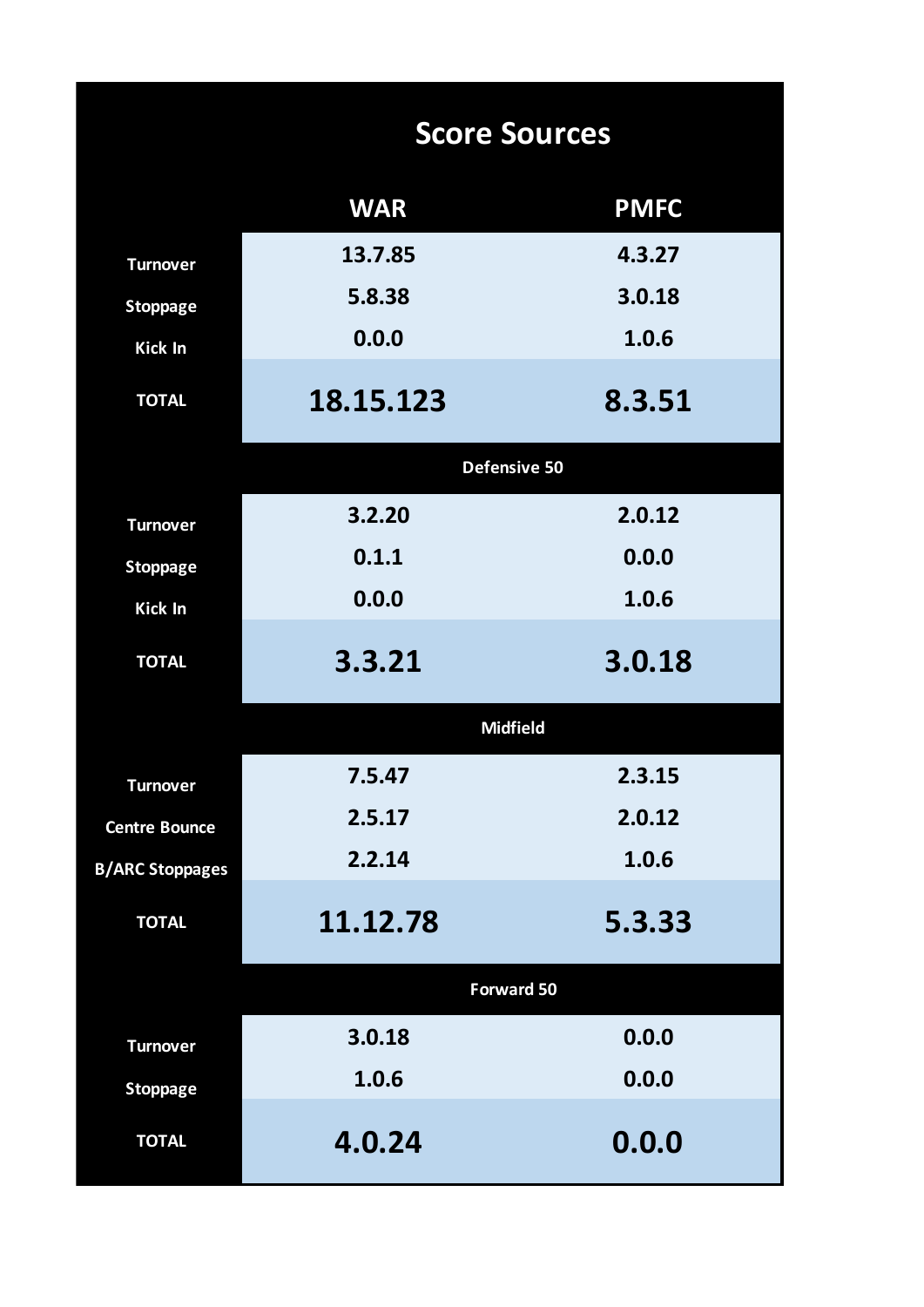# Score Sources

| | WAR | PMFC |
|---|---|---|
| Turnover | 13.7.85 | 4.3.27 |
| Stoppage | 5.8.38 | 3.0.18 |
| Kick In | 0.0.0 | 1.0.6 |
| **TOTAL** | **18.15.123** | **8.3.51** |
| **Defensive 50** | | |
| Turnover | 3.2.20 | 2.0.12 |
| Stoppage | 0.1.1 | 0.0.0 |
| Kick In | 0.0.0 | 1.0.6 |
| **TOTAL** | **3.3.21** | **3.0.18** |
| **Midfield** | | |
| Turnover | 7.5.47 | 2.3.15 |
| Centre Bounce | 2.5.17 | 2.0.12 |
| B/ARC Stoppages | 2.2.14 | 1.0.6 |
| **TOTAL** | **11.12.78** | **5.3.33** |
| **Forward 50** | | |
| Turnover | 3.0.18 | 0.0.0 |
| Stoppage | 1.0.6 | 0.0.0 |
| **TOTAL** | **4.0.24** | **0.0.0** |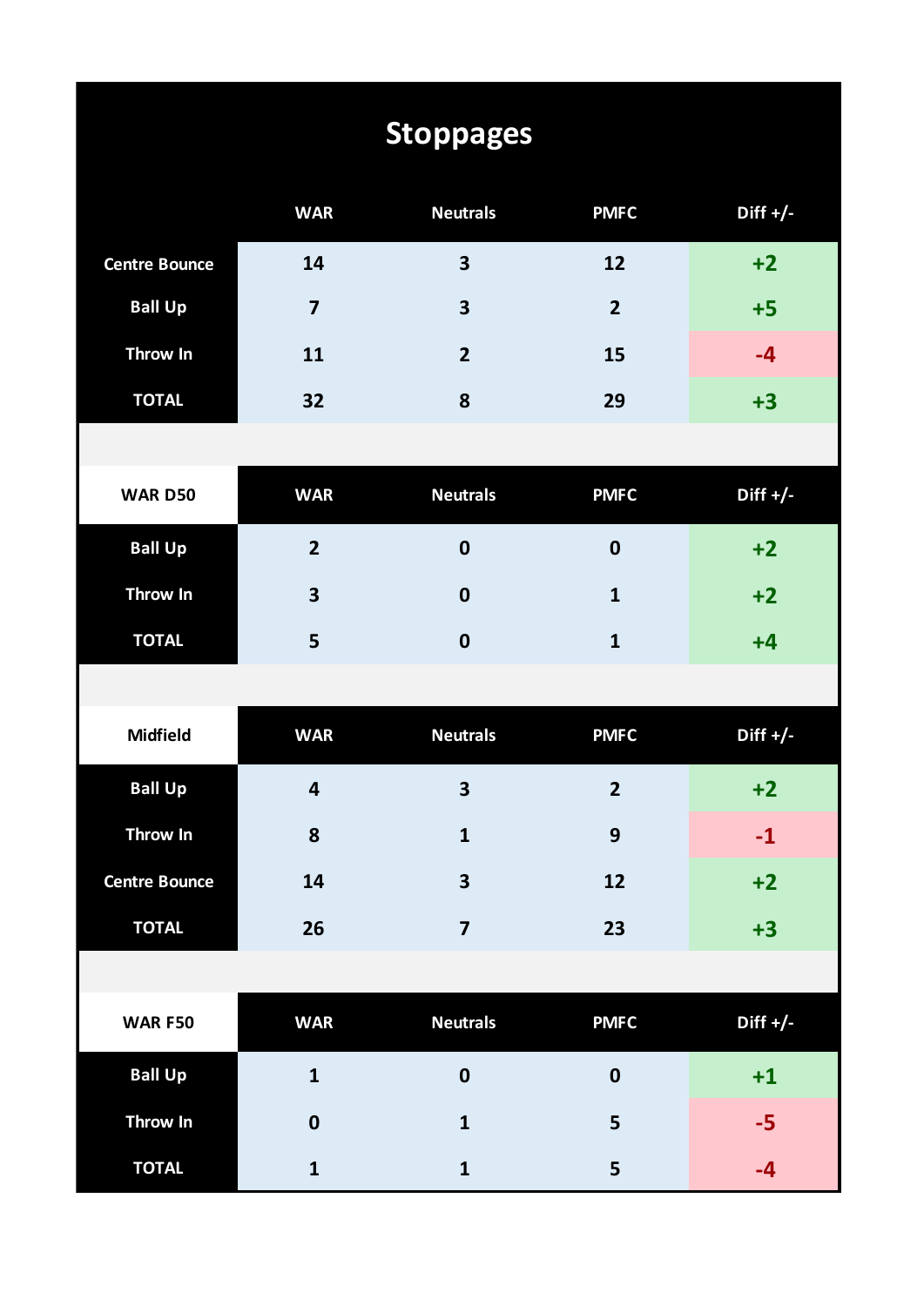# Stoppages

| | WAR | Neutrals | PMFC | Diff +/- |
|---|---|---|---|---|
| Centre Bounce | 14 | 3 | 12 | +2 |
| Ball Up | 7 | 3 | 2 | +5 |
| Throw In | 11 | 2 | 15 | -4 |
| TOTAL | 32 | 8 | 29 | +3 |

| WAR D50 | WAR | Neutrals | PMFC | Diff +/- |
|---|---|---|---|---|
| Ball Up | 2 | 0 | 0 | +2 |
| Throw In | 3 | 0 | 1 | +2 |
| TOTAL | 5 | 0 | 1 | +4 |

| Midfield | WAR | Neutrals | PMFC | Diff +/- |
|---|---|---|---|---|
| Ball Up | 4 | 3 | 2 | +2 |
| Throw In | 8 | 1 | 9 | -1 |
| Centre Bounce | 14 | 3 | 12 | +2 |
| TOTAL | 26 | 7 | 23 | +3 |

| WAR F50 | WAR | Neutrals | PMFC | Diff +/- |
|---|---|---|---|---|
| Ball Up | 1 | 0 | 0 | +1 |
| Throw In | 0 | 1 | 5 | -5 |
| TOTAL | 1 | 1 | 5 | -4 |